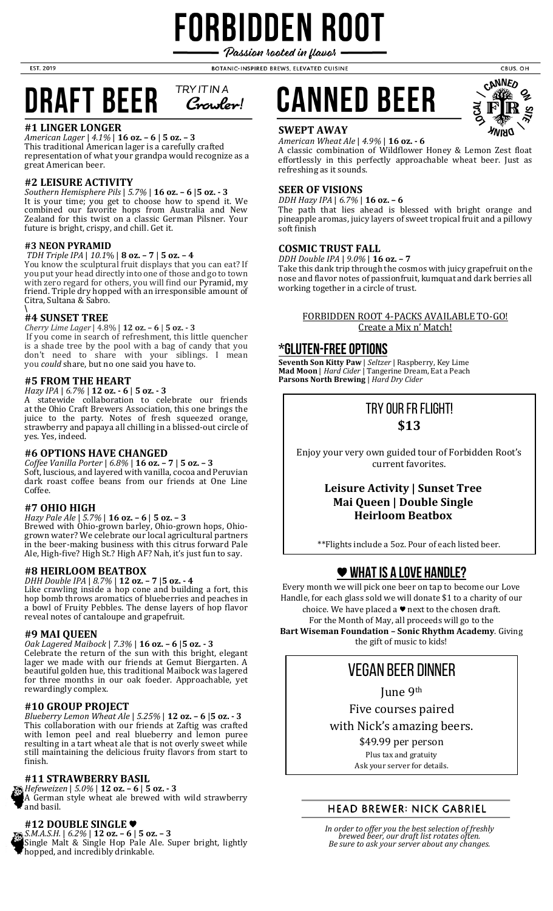# FORBIDDEN ROOT

*Passion rooted in flavor*

EST. 2019 | BOTANIC-INSPIRED BREWS, ELEVATED CUISINE | CBUS, OH

## DRAFT BEER

*TRY IT IN A Growler!*

### #1 LINGER LONGER

*American Lager | 4.1%* | **16 oz. – 6 | 5 oz. – 3**

This traditional American lager is a carefully crafted representation of what your grandpa would recognize as a great American beer.

### #2 LEISURE ACTIVITY

*Southern Hemisphere Pils | 5.7%* | **16 oz. – 6 |5 oz. - 3**

It is your time; you get to choose how to spend it. We combined our favorite hops from Australia and New Zealand for this twist on a classic German Pilsner. Your future is bright, crispy, and chill. Get it.

### #3 NEON PYRAMID

*TDH Triple IPA | 10.1%* | **8 oz. – 7 | 5 oz. – 4**

You know the sculptural fruit displays that you can eat? If you put your head directly into one of those and go to town with zero regard for others, you will find our Pyramid, my friend. Triple dry hopped with an irresponsible amount of Citra, Sultana & Sabro.

\

### #4 SUNSET TREE

*Cherry Lime Lager* | 4.8% | **12 oz. – 6 | 5 oz. - 3**

If you come in search of refreshment, this little quencher is a shade tree by the pool with a bag of candy that you don't need to share with your siblings. I mean you *could* share, but no one said you have to.

### #5 FROM THE HEART

*Hazy IPA | 6.7%* | **12 oz. - 6 | 5 oz. - 3**

A statewide collaboration to celebrate our friends at the Ohio Craft Brewers Association, this one brings the juice to the party. Notes of fresh squeezed orange, strawberry and papaya all chilling in a blissed-out circle of yes. Yes, indeed.

### #6 OPTIONS HAVE CHANGED

*Coffee Vanilla Porter | 6.8%* | **16 oz. – 7 | 5 oz. – 3**

Soft, luscious, and layered with vanilla, cocoa and Peruvian dark roast coffee beans from our friends at One Line Coffee.

### #7 OHIO HIGH

*Hazy Pale Ale | 5.7%* | **16 oz. – 6 | 5 oz. – 3**

Brewed with Ohio-grown barley, Ohio-grown hops, Ohio-grown water? We celebrate our local agricultural partners in the beer-making business with this citrus forward Pale Ale, High-five? High St.? High AF? Nah, it's just fun to say.

### #8 HEIRLOOM BEATBOX

*DHH Double IPA | 8.7%* | **12 oz. – 7 |5 oz. - 4**

Like crawling inside a hop cone and building a fort, this hop bomb throws aromatics of blueberries and peaches in a bowl of Fruity Pebbles. The dense layers of hop flavor reveal notes of cantaloupe and grapefruit.

### #9 MAI QUEEN

*Oak Lagered Maibock | 7.3%* | **16 oz. – 6 |5 oz. - 3**

Celebrate the return of the sun with this bright, elegant lager we made with our friends at Gemut Biergarten. A beautiful golden hue, this traditional Maibock was lagered for three months in our oak foeder. Approachable, yet rewardingly complex.

### #10 GROUP PROJECT

*Blueberry Lemon Wheat Ale | 5.25%* | **12 oz. – 6 |5 oz. - 3**

This collaboration with our friends at Zaftig was crafted with lemon peel and real blueberry and lemon puree resulting in a tart wheat ale that is not overly sweet while still maintaining the delicious fruity flavors from start to finish.

### #11 STRAWBERRY BASIL

*Hefeweizen | 5.0%* | **12 oz. – 6 | 5 oz. - 3**

A German style wheat ale brewed with wild strawberry and basil.

### #12 DOUBLE SINGLE ♥

*S.M.A.S.H. | 6.2%* | **12 oz. – 6 | 5 oz. – 3**

Single Malt & Single Hop Pale Ale. Super bright, lightly hopped, and incredibly drinkable.

## CANNED BEER

### SWEPT AWAY

*American Wheat Ale | 4.9%* | **16 oz. - 6**

A classic combination of Wildflower Honey & Lemon Zest float effortlessly in this perfectly approachable wheat beer. Just as refreshing as it sounds.

### SEER OF VISIONS

*DDH Hazy IPA | 6.7%* | **16 oz. – 6**

The path that lies ahead is blessed with bright orange and pineapple aromas, juicy layers of sweet tropical fruit and a pillowy soft finish

### COSMIC TRUST FALL

*DDH Double IPA | 9.0%* | **16 oz. – 7**

Take this dank trip through the cosmos with juicy grapefruit on the nose and flavor notes of passionfruit, kumquat and dark berries all working together in a circle of trust.

FORBIDDEN ROOT 4-PACKS AVAILABLE TO-GO!
Create a Mix n' Match!

## *GLUTEN-FREE OPTIONS

**Seventh Son Kitty Paw** | *Seltzer* | Raspberry, Key Lime
**Mad Moon** | *Hard Cider* | Tangerine Dream, Eat a Peach
**Parsons North Brewing** | *Hard Dry Cider*

## TRY OUR FR FLIGHT!

**$13**

Enjoy your very own guided tour of Forbidden Root's current favorites.

**Leisure Activity | Sunset Tree**
**Mai Queen | Double Single**
**Heirloom Beatbox**

**Flights include a 5oz. Pour of each listed beer.

## ♥ WHAT IS A LOVE HANDLE?

Every month we will pick one beer on tap to become our Love Handle, for each glass sold we will donate $1 to a charity of our choice. We have placed a ♥ next to the chosen draft. For the Month of May, all proceeds will go to the **Bart Wiseman Foundation – Sonic Rhythm Academy**. Giving the gift of music to kids!

## VEGAN BEER DINNER

June 9th

Five courses paired with Nick's amazing beers.

$49.99 per person

Plus tax and gratuity
Ask your server for details.

### HEAD BREWER: NICK GABRIEL

*In order to offer you the best selection of freshly brewed beer, our draft list rotates often. Be sure to ask your server about any changes.*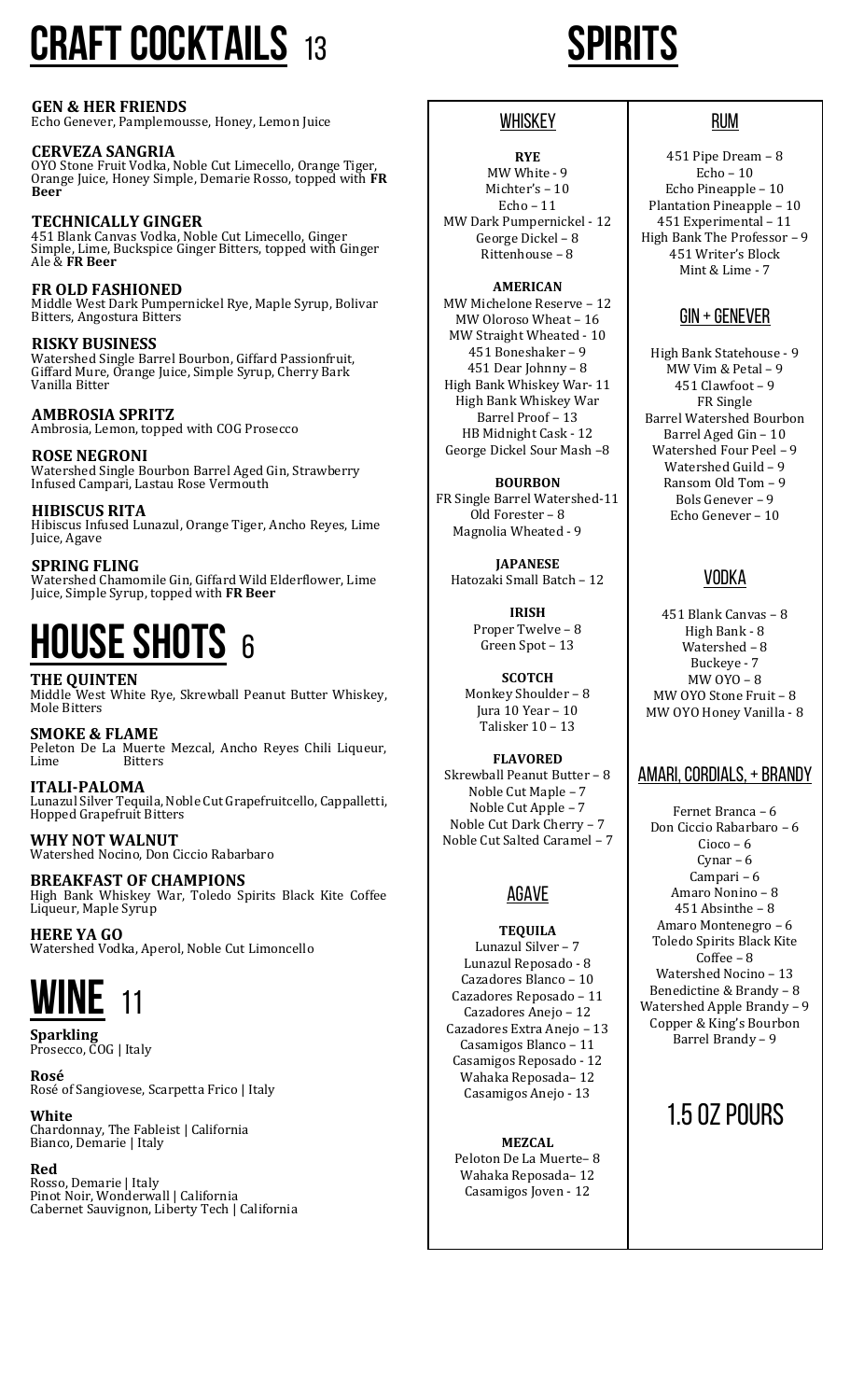# CRAFT COCKTAILS 13

**GEN & HER FRIENDS**
Echo Genever, Pamplemousse, Honey, Lemon Juice

**CERVEZA SANGRIA**
OYO Stone Fruit Vodka, Noble Cut Limecello, Orange Tiger, Orange Juice, Honey Simple, Demarie Rosso, topped with **FR Beer**

**TECHNICALLY GINGER**
451 Blank Canvas Vodka, Noble Cut Limecello, Ginger Simple, Lime, Buckspice Ginger Bitters, topped with Ginger Ale & **FR Beer**

**FR OLD FASHIONED**
Middle West Dark Pumpernickel Rye, Maple Syrup, Bolivar Bitters, Angostura Bitters

**RISKY BUSINESS**
Watershed Single Barrel Bourbon, Giffard Passionfruit, Giffard Mure, Orange Juice, Simple Syrup, Cherry Bark Vanilla Bitter

**AMBROSIA SPRITZ**
Ambrosia, Lemon, topped with COG Prosecco

**ROSE NEGRONI**
Watershed Single Bourbon Barrel Aged Gin, Strawberry Infused Campari, Lastau Rose Vermouth

**HIBISCUS RITA**
Hibiscus Infused Lunazul, Orange Tiger, Ancho Reyes, Lime Juice, Agave

**SPRING FLING**
Watershed Chamomile Gin, Giffard Wild Elderflower, Lime Juice, Simple Syrup, topped with **FR Beer**

# HOUSE SHOTS 6

**THE QUINTEN**
Middle West White Rye, Skrewball Peanut Butter Whiskey, Mole Bitters

**SMOKE & FLAME**
Peleton De La Muerte Mezcal, Ancho Reyes Chili Liqueur, Lime Bitters

**ITALI-PALOMA**
Lunazul Silver Tequila, Noble Cut Grapefruitcello, Cappalletti, Hopped Grapefruit Bitters

**WHY NOT WALNUT**
Watershed Nocino, Don Ciccio Rabarbaro

**BREAKFAST OF CHAMPIONS**
High Bank Whiskey War, Toledo Spirits Black Kite Coffee Liqueur, Maple Syrup

**HERE YA GO**
Watershed Vodka, Aperol, Noble Cut Limoncello

# WINE 11

**Sparkling**
Prosecco, COG | Italy

**Rosé**
Rosé of Sangiovese, Scarpetta Frico | Italy

**White**
Chardonnay, The Fableist | California
Bianco, Demarie | Italy

**Red**
Rosso, Demarie | Italy
Pinot Noir, Wonderwall | California
Cabernet Sauvignon, Liberty Tech | California

# SPIRITS

## WHISKEY

**RYE**
MW White - 9
Michter's – 10
Echo – 11
MW Dark Pumpernickel - 12
George Dickel – 8
Rittenhouse – 8

**AMERICAN**
MW Michelone Reserve – 12
MW Oloroso Wheat – 16
MW Straight Wheated - 10
451 Boneshaker – 9
451 Dear Johnny – 8
High Bank Whiskey War- 11
High Bank Whiskey War Barrel Proof – 13
HB Midnight Cask - 12
George Dickel Sour Mash –8

**BOURBON**
FR Single Barrel Watershed-11
Old Forester – 8
Magnolia Wheated - 9

**JAPANESE**
Hatozaki Small Batch – 12

**IRISH**
Proper Twelve – 8
Green Spot – 13

**SCOTCH**
Monkey Shoulder – 8
Jura 10 Year – 10
Talisker 10 – 13

**FLAVORED**
Skrewball Peanut Butter – 8
Noble Cut Maple – 7
Noble Cut Apple – 7
Noble Cut Dark Cherry – 7
Noble Cut Salted Caramel – 7

## AGAVE

**TEQUILA**
Lunazul Silver – 7
Lunazul Reposado - 8
Cazadores Blanco – 10
Cazadores Reposado – 11
Cazadores Anejo – 12
Cazadores Extra Anejo – 13
Casamigos Blanco – 11
Casamigos Reposado - 12
Wahaka Reposada– 12
Casamigos Anejo - 13

**MEZCAL**
Peloton De La Muerte– 8
Wahaka Reposada– 12
Casamigos Joven - 12

## RUM

451 Pipe Dream – 8
Echo – 10
Echo Pineapple – 10
Plantation Pineapple – 10
451 Experimental – 11
High Bank The Professor – 9
451 Writer's Block Mint & Lime - 7

## GIN + GENEVER

High Bank Statehouse - 9
MW Vim & Petal – 9
451 Clawfoot – 9
FR Single Barrel Watershed Bourbon Barrel Aged Gin – 10
Watershed Four Peel – 9
Watershed Guild – 9
Ransom Old Tom – 9
Bols Genever – 9
Echo Genever – 10

## VODKA

451 Blank Canvas – 8
High Bank - 8
Watershed – 8
Buckeye - 7
MW OYO – 8
MW OYO Stone Fruit – 8
MW OYO Honey Vanilla - 8

## AMARI, CORDIALS, + BRANDY

Fernet Branca – 6
Don Ciccio Rabarbaro – 6
Cioco – 6
Cynar – 6
Campari – 6
Amaro Nonino – 8
451 Absinthe – 8
Amaro Montenegro – 6
Toledo Spirits Black Kite Coffee – 8
Watershed Nocino – 13
Benedictine & Brandy – 8
Watershed Apple Brandy – 9
Copper & King's Bourbon Barrel Brandy – 9

## 1.5 OZ POURS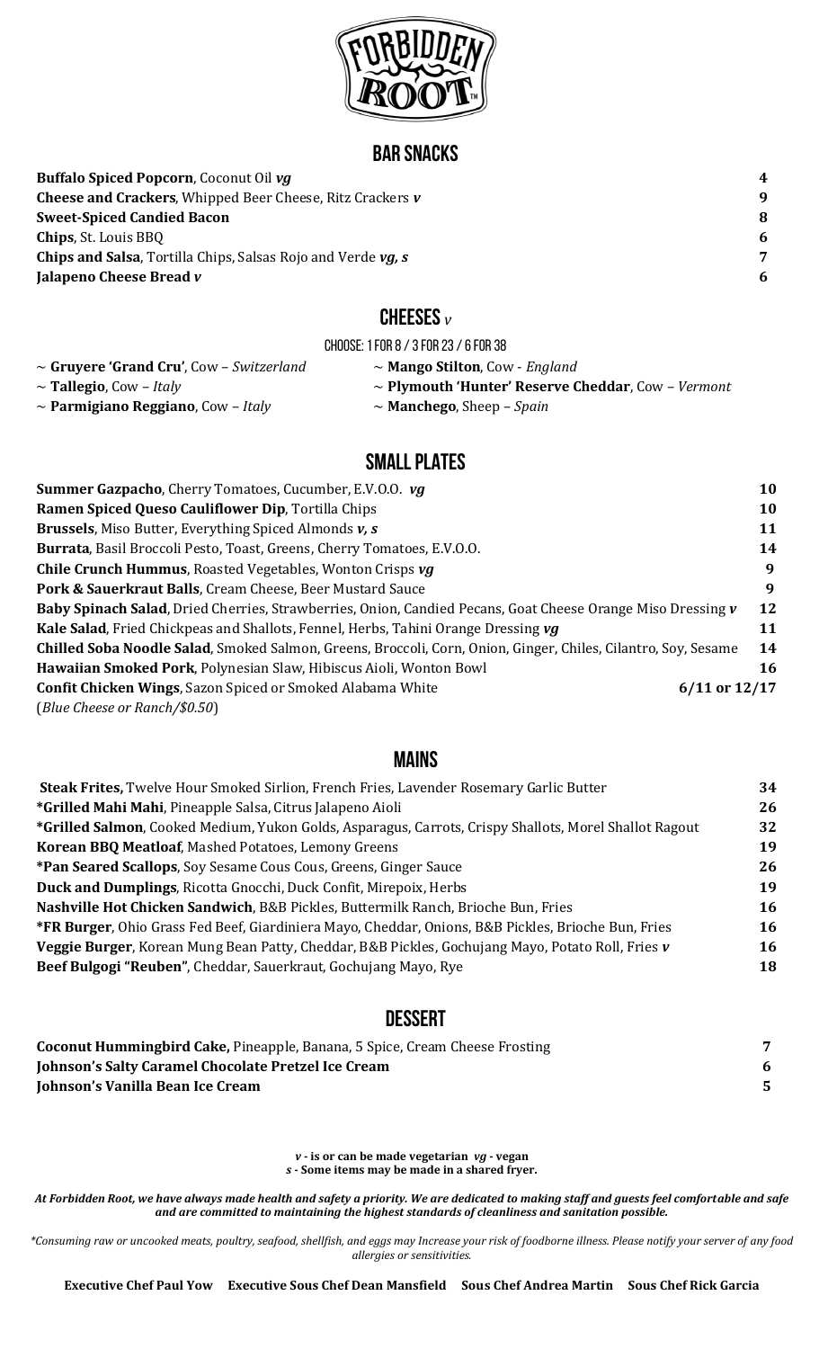# FORBIDDEN ROOT

## BAR SNACKS

| | |
|---|---|
| **Buffalo Spiced Popcorn**, Coconut Oil ***vg*** | **4** |
| **Cheese and Crackers**, Whipped Beer Cheese, Ritz Crackers ***v*** | **9** |
| **Sweet-Spiced Candied Bacon** | **8** |
| **Chips**, St. Louis BBQ | **6** |
| **Chips and Salsa**, Tortilla Chips, Salsas Rojo and Verde ***vg, s*** | **7** |
| **Jalapeno Cheese Bread *v*** | **6** |

## CHEESES *v*

CHOOSE: 1 FOR 8 / 3 FOR 23 / 6 FOR 38

~ **Gruyere 'Grand Cru'**, Cow – *Switzerland*
~ **Tallegio**, Cow – *Italy*
~ **Parmigiano Reggiano**, Cow – *Italy*
~ **Mango Stilton**, Cow - *England*
~ **Plymouth 'Hunter' Reserve Cheddar**, Cow – *Vermont*
~ **Manchego**, Sheep – *Spain*

## SMALL PLATES

| | |
|---|---|
| **Summer Gazpacho**, Cherry Tomatoes, Cucumber, E.V.O.O. ***vg*** | **10** |
| **Ramen Spiced Queso Cauliflower Dip**, Tortilla Chips | **10** |
| **Brussels**, Miso Butter, Everything Spiced Almonds ***v, s*** | **11** |
| **Burrata**, Basil Broccoli Pesto, Toast, Greens, Cherry Tomatoes, E.V.O.O. | **14** |
| **Chile Crunch Hummus**, Roasted Vegetables, Wonton Crisps ***vg*** | **9** |
| **Pork & Sauerkraut Balls**, Cream Cheese, Beer Mustard Sauce | **9** |
| **Baby Spinach Salad**, Dried Cherries, Strawberries, Onion, Candied Pecans, Goat Cheese Orange Miso Dressing ***v*** | **12** |
| **Kale Salad**, Fried Chickpeas and Shallots, Fennel, Herbs, Tahini Orange Dressing ***vg*** | **11** |
| **Chilled Soba Noodle Salad**, Smoked Salmon, Greens, Broccoli, Corn, Onion, Ginger, Chiles, Cilantro, Soy, Sesame | **14** |
| **Hawaiian Smoked Pork**, Polynesian Slaw, Hibiscus Aioli, Wonton Bowl | **16** |
| **Confit Chicken Wings**, Sazon Spiced or Smoked Alabama White (*Blue Cheese or Ranch/$0.50*) | **6/11 or 12/17** |

## MAINS

| | |
|---|---|
| **Steak Frites,** Twelve Hour Smoked Sirlion, French Fries, Lavender Rosemary Garlic Butter | **34** |
| **\*Grilled Mahi Mahi**, Pineapple Salsa, Citrus Jalapeno Aioli | **26** |
| **\*Grilled Salmon**, Cooked Medium, Yukon Golds, Asparagus, Carrots, Crispy Shallots, Morel Shallot Ragout | **32** |
| **Korean BBQ Meatloaf**, Mashed Potatoes, Lemony Greens | **19** |
| **\*Pan Seared Scallops**, Soy Sesame Cous Cous, Greens, Ginger Sauce | **26** |
| **Duck and Dumplings**, Ricotta Gnocchi, Duck Confit, Mirepoix, Herbs | **19** |
| **Nashville Hot Chicken Sandwich**, B&B Pickles, Buttermilk Ranch, Brioche Bun, Fries | **16** |
| **\*FR Burger**, Ohio Grass Fed Beef, Giardiniera Mayo, Cheddar, Onions, B&B Pickles, Brioche Bun, Fries | **16** |
| **Veggie Burger**, Korean Mung Bean Patty, Cheddar, B&B Pickles, Gochujang Mayo, Potato Roll, Fries ***v*** | **16** |
| **Beef Bulgogi "Reuben"**, Cheddar, Sauerkraut, Gochujang Mayo, Rye | **18** |

## DESSERT

| | |
|---|---|
| **Coconut Hummingbird Cake,** Pineapple, Banana, 5 Spice, Cream Cheese Frosting | **7** |
| **Johnson's Salty Caramel Chocolate Pretzel Ice Cream** | **6** |
| **Johnson's Vanilla Bean Ice Cream** | **5** |

***v* - is or can be made vegetarian *vg* - vegan**
***s* - Some items may be made in a shared fryer.**

***At Forbidden Root, we have always made health and safety a priority. We are dedicated to making staff and guests feel comfortable and safe and are committed to maintaining the highest standards of cleanliness and sanitation possible.***

*\*Consuming raw or uncooked meats, poultry, seafood, shellfish, and eggs may Increase your risk of foodborne illness. Please notify your server of any food allergies or sensitivities.*

**Executive Chef Paul Yow Executive Sous Chef Dean Mansfield Sous Chef Andrea Martin Sous Chef Rick Garcia**